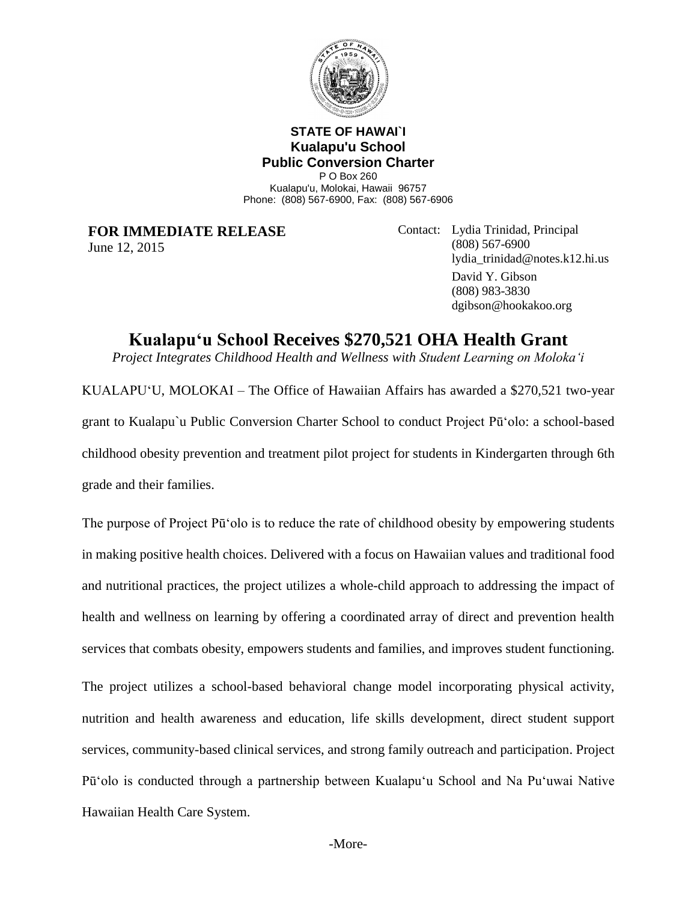**STATE OF HAWAI`I**
**Kualapu'u School**
**Public Conversion Charter**
P O Box 260
Kualapu'u, Molokai, Hawaii 96757
Phone: (808) 567-6900, Fax: (808) 567-6906

**FOR IMMEDIATE RELEASE**
June 12, 2015

Contact: Lydia Trinidad, Principal
(808) 567-6900
lydia_trinidad@notes.k12.hi.us

David Y. Gibson
(808) 983-3830
dgibson@hookakoo.org

# Kualapu‘u School Receives $270,521 OHA Health Grant

*Project Integrates Childhood Health and Wellness with Student Learning on Moloka‘i*

KUALAPU‘U, MOLOKAI – The Office of Hawaiian Affairs has awarded a $270,521 two-year grant to Kualapu`u Public Conversion Charter School to conduct Project Pū‘olo: a school-based childhood obesity prevention and treatment pilot project for students in Kindergarten through 6th grade and their families.

The purpose of Project Pū‘olo is to reduce the rate of childhood obesity by empowering students in making positive health choices. Delivered with a focus on Hawaiian values and traditional food and nutritional practices, the project utilizes a whole-child approach to addressing the impact of health and wellness on learning by offering a coordinated array of direct and prevention health services that combats obesity, empowers students and families, and improves student functioning.

The project utilizes a school-based behavioral change model incorporating physical activity, nutrition and health awareness and education, life skills development, direct student support services, community-based clinical services, and strong family outreach and participation. Project Pū‘olo is conducted through a partnership between Kualapu‘u School and Na Pu‘uwai Native Hawaiian Health Care System.

-More-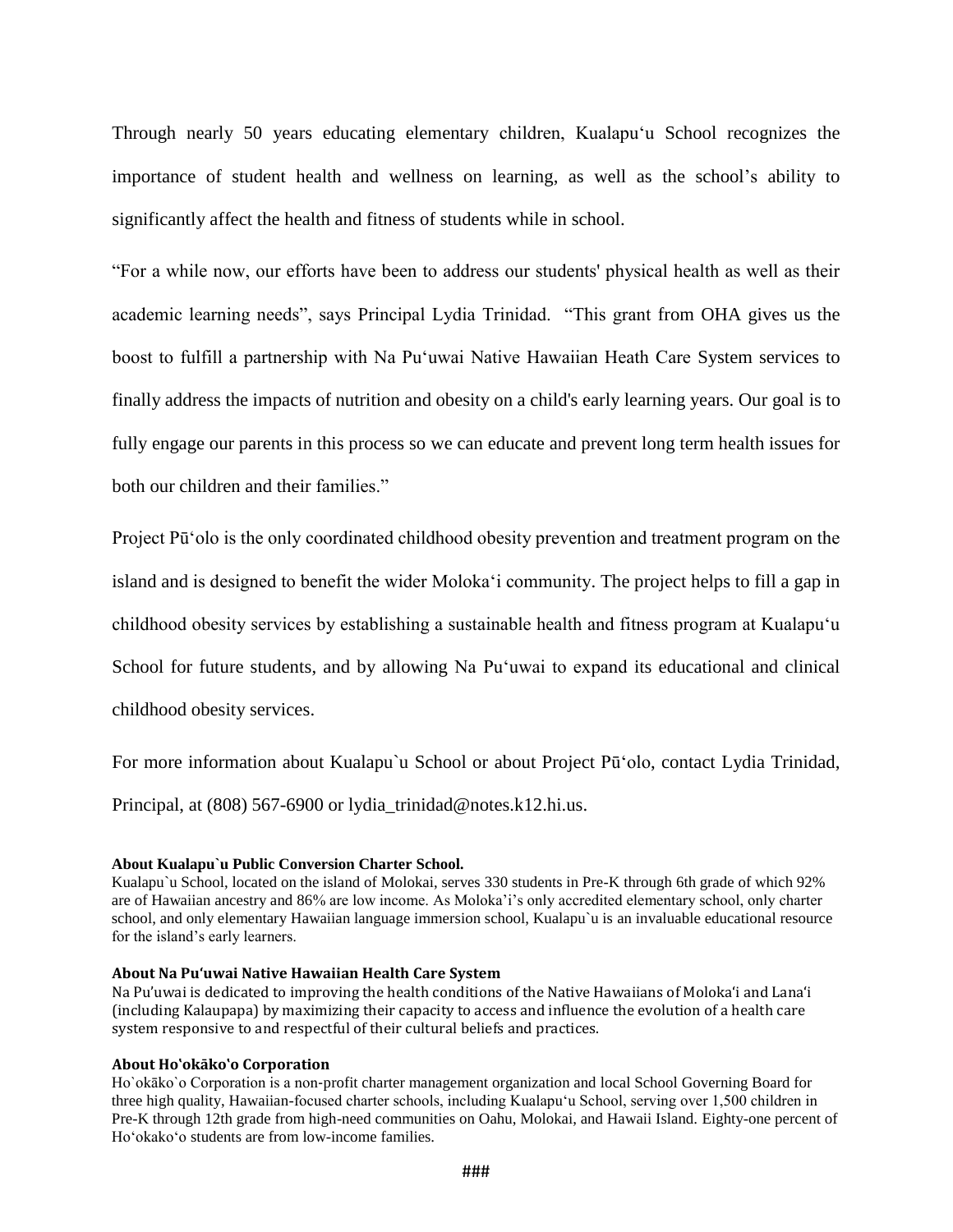Through nearly 50 years educating elementary children, Kualapu‘u School recognizes the importance of student health and wellness on learning, as well as the school’s ability to significantly affect the health and fitness of students while in school.

“For a while now, our efforts have been to address our students' physical health as well as their academic learning needs”, says Principal Lydia Trinidad. “This grant from OHA gives us the boost to fulfill a partnership with Na Pu‘uwai Native Hawaiian Heath Care System services to finally address the impacts of nutrition and obesity on a child's early learning years. Our goal is to fully engage our parents in this process so we can educate and prevent long term health issues for both our children and their families.”

Project Pū‘olo is the only coordinated childhood obesity prevention and treatment program on the island and is designed to benefit the wider Moloka‘i community. The project helps to fill a gap in childhood obesity services by establishing a sustainable health and fitness program at Kualapu‘u School for future students, and by allowing Na Pu‘uwai to expand its educational and clinical childhood obesity services.

For more information about Kualapu`u School or about Project Pū‘olo, contact Lydia Trinidad, Principal, at (808) 567-6900 or lydia_trinidad@notes.k12.hi.us.

**About Kualapu`u Public Conversion Charter School.**
Kualapu`u School, located on the island of Molokai, serves 330 students in Pre-K through 6th grade of which 92% are of Hawaiian ancestry and 86% are low income. As Moloka’i’s only accredited elementary school, only charter school, and only elementary Hawaiian language immersion school, Kualapu`u is an invaluable educational resource for the island’s early learners.

**About Na Pu‘uwai Native Hawaiian Health Care System**
Na Pu’uwai is dedicated to improving the health conditions of the Native Hawaiians of Moloka‘i and Lana‘i (including Kalaupapa) by maximizing their capacity to access and influence the evolution of a health care system responsive to and respectful of their cultural beliefs and practices.

**About Hoʻokākoʻo Corporation**
Ho`okāko`o Corporation is a non-profit charter management organization and local School Governing Board for three high quality, Hawaiian-focused charter schools, including Kualapu‘u School, serving over 1,500 children in Pre-K through 12th grade from high-need communities on Oahu, Molokai, and Hawaii Island. Eighty-one percent of Ho‘okako‘o students are from low-income families.

###